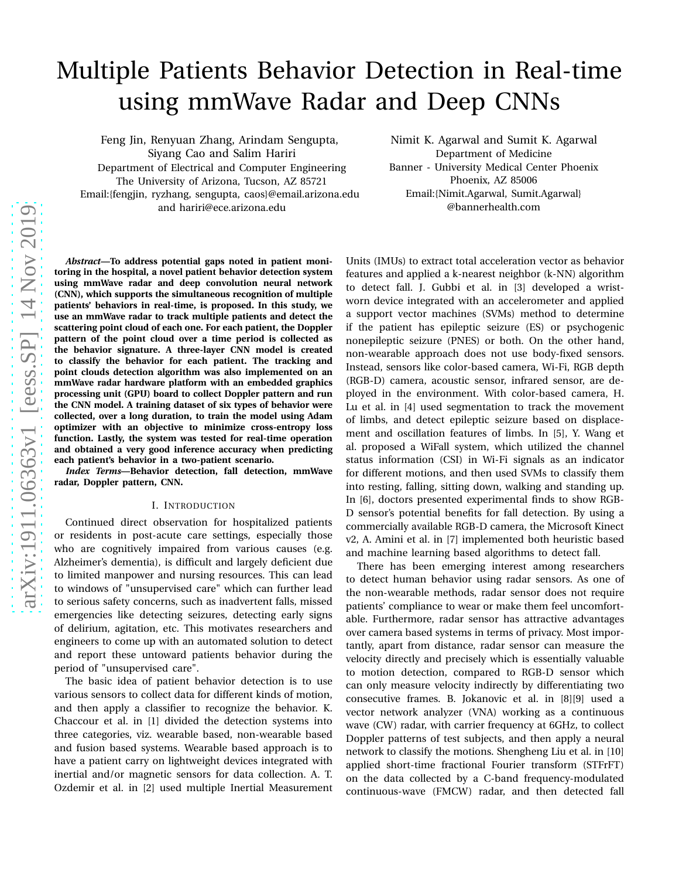# Multiple Patients Behavior Detection in Real-time using mmWave Radar and Deep CNNs

Feng Jin, Renyuan Zhang, Arindam Sengupta, Siyang Cao and Salim Hariri
Department of Electrical and Computer Engineering
The University of Arizona, Tucson, AZ 85721
Email:{fengjin, ryzhang, sengupta, caos}@email.arizona.edu and hariri@ece.arizona.edu

Nimit K. Agarwal and Sumit K. Agarwal
Department of Medicine
Banner - University Medical Center Phoenix
Phoenix, AZ 85006
Email:{Nimit.Agarwal, Sumit.Agarwal}@bannerhealth.com

***Abstract*—To address potential gaps noted in patient monitoring in the hospital, a novel patient behavior detection system using mmWave radar and deep convolution neural network (CNN), which supports the simultaneous recognition of multiple patients' behaviors in real-time, is proposed. In this study, we use an mmWave radar to track multiple patients and detect the scattering point cloud of each one. For each patient, the Doppler pattern of the point cloud over a time period is collected as the behavior signature. A three-layer CNN model is created to classify the behavior for each patient. The tracking and point clouds detection algorithm was also implemented on an mmWave radar hardware platform with an embedded graphics processing unit (GPU) board to collect Doppler pattern and run the CNN model. A training dataset of six types of behavior were collected, over a long duration, to train the model using Adam optimizer with an objective to minimize cross-entropy loss function. Lastly, the system was tested for real-time operation and obtained a very good inference accuracy when predicting each patient's behavior in a two-patient scenario.**

***Index Terms*—Behavior detection, fall detection, mmWave radar, Doppler pattern, CNN.**

## I. Introduction

Continued direct observation for hospitalized patients or residents in post-acute care settings, especially those who are cognitively impaired from various causes (e.g. Alzheimer's dementia), is difficult and largely deficient due to limited manpower and nursing resources. This can lead to windows of "unsupervised care" which can further lead to serious safety concerns, such as inadvertent falls, missed emergencies like detecting seizures, detecting early signs of delirium, agitation, etc. This motivates researchers and engineers to come up with an automated solution to detect and report these untoward patients behavior during the period of "unsupervised care".

The basic idea of patient behavior detection is to use various sensors to collect data for different kinds of motion, and then apply a classifier to recognize the behavior. K. Chaccour et al. in [1] divided the detection systems into three categories, viz. wearable based, non-wearable based and fusion based systems. Wearable based approach is to have a patient carry on lightweight devices integrated with inertial and/or magnetic sensors for data collection. A. T. Ozdemir et al. in [2] used multiple Inertial Measurement Units (IMUs) to extract total acceleration vector as behavior features and applied a k-nearest neighbor (k-NN) algorithm to detect fall. J. Gubbi et al. in [3] developed a wrist-worn device integrated with an accelerometer and applied a support vector machines (SVMs) method to determine if the patient has epileptic seizure (ES) or psychogenic nonepileptic seizure (PNES) or both. On the other hand, non-wearable approach does not use body-fixed sensors. Instead, sensors like color-based camera, Wi-Fi, RGB depth (RGB-D) camera, acoustic sensor, infrared sensor, are deployed in the environment. With color-based camera, H. Lu et al. in [4] used segmentation to track the movement of limbs, and detect epileptic seizure based on displacement and oscillation features of limbs. In [5], Y. Wang et al. proposed a WiFall system, which utilized the channel status information (CSI) in Wi-Fi signals as an indicator for different motions, and then used SVMs to classify them into resting, falling, sitting down, walking and standing up. In [6], doctors presented experimental finds to show RGB-D sensor's potential benefits for fall detection. By using a commercially available RGB-D camera, the Microsoft Kinect v2, A. Amini et al. in [7] implemented both heuristic based and machine learning based algorithms to detect fall.

There has been emerging interest among researchers to detect human behavior using radar sensors. As one of the non-wearable methods, radar sensor does not require patients' compliance to wear or make them feel uncomfortable. Furthermore, radar sensor has attractive advantages over camera based systems in terms of privacy. Most importantly, apart from distance, radar sensor can measure the velocity directly and precisely which is essentially valuable to motion detection, compared to RGB-D sensor which can only measure velocity indirectly by differentiating two consecutive frames. B. Jokanovic et al. in [8][9] used a vector network analyzer (VNA) working as a continuous wave (CW) radar, with carrier frequency at 6GHz, to collect Doppler patterns of test subjects, and then apply a neural network to classify the motions. Shengheng Liu et al. in [10] applied short-time fractional Fourier transform (STFrFT) on the data collected by a C-band frequency-modulated continuous-wave (FMCW) radar, and then detected fall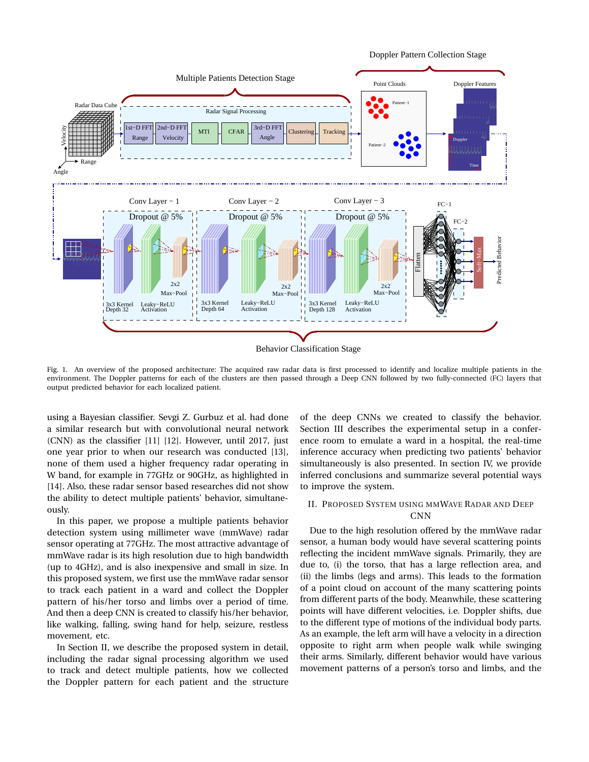Fig. 1. An overview of the proposed architecture: The acquired raw radar data is first processed to identify and localize multiple patients in the environment. The Doppler patterns for each of the clusters are then passed through a Deep CNN followed by two fully-connected (FC) layers that output predicted behavior for each localized patient.

using a Bayesian classifier. Sevgi Z. Gurbuz et al. had done a similar research but with convolutional neural network (CNN) as the classifier [11] [12]. However, until 2017, just one year prior to when our research was conducted [13], none of them used a higher frequency radar operating in W band, for example in 77GHz or 90GHz, as highlighted in [14]. Also, these radar sensor based researches did not show the ability to detect multiple patients' behavior, simultaneously.

In this paper, we propose a multiple patients behavior detection system using millimeter wave (mmWave) radar sensor operating at 77GHz. The most attractive advantage of mmWave radar is its high resolution due to high bandwidth (up to 4GHz), and is also inexpensive and small in size. In this proposed system, we first use the mmWave radar sensor to track each patient in a ward and collect the Doppler pattern of his/her torso and limbs over a period of time. And then a deep CNN is created to classify his/her behavior, like walking, falling, swing hand for help, seizure, restless movement, etc.

In Section II, we describe the proposed system in detail, including the radar signal processing algorithm we used to track and detect multiple patients, how we collected the Doppler pattern for each patient and the structure of the deep CNNs we created to classify the behavior. Section III describes the experimental setup in a conference room to emulate a ward in a hospital, the real-time inference accuracy when predicting two patients' behavior simultaneously is also presented. In section IV, we provide inferred conclusions and summarize several potential ways to improve the system.

## II. Proposed System using mmWave Radar and Deep CNN

Due to the high resolution offered by the mmWave radar sensor, a human body would have several scattering points reflecting the incident mmWave signals. Primarily, they are due to, (i) the torso, that has a large reflection area, and (ii) the limbs (legs and arms). This leads to the formation of a point cloud on account of the many scattering points from different parts of the body. Meanwhile, these scattering points will have different velocities, i.e. Doppler shifts, due to the different type of motions of the individual body parts. As an example, the left arm will have a velocity in a direction opposite to right arm when people walk while swinging their arms. Similarly, different behavior would have various movement patterns of a person's torso and limbs, and the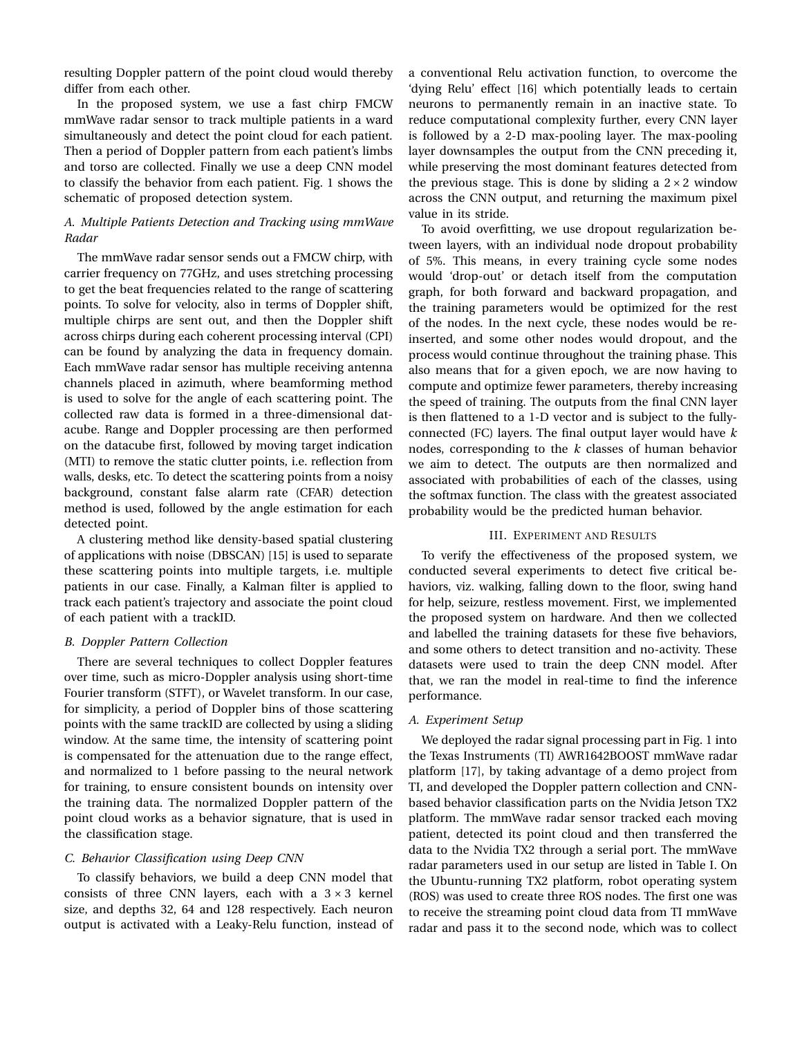resulting Doppler pattern of the point cloud would thereby differ from each other.

In the proposed system, we use a fast chirp FMCW mmWave radar sensor to track multiple patients in a ward simultaneously and detect the point cloud for each patient. Then a period of Doppler pattern from each patient's limbs and torso are collected. Finally we use a deep CNN model to classify the behavior from each patient. Fig. 1 shows the schematic of proposed detection system.

### *A. Multiple Patients Detection and Tracking using mmWave Radar*

The mmWave radar sensor sends out a FMCW chirp, with carrier frequency on 77GHz, and uses stretching processing to get the beat frequencies related to the range of scattering points. To solve for velocity, also in terms of Doppler shift, multiple chirps are sent out, and then the Doppler shift across chirps during each coherent processing interval (CPI) can be found by analyzing the data in frequency domain. Each mmWave radar sensor has multiple receiving antenna channels placed in azimuth, where beamforming method is used to solve for the angle of each scattering point. The collected raw data is formed in a three-dimensional datacube. Range and Doppler processing are then performed on the datacube first, followed by moving target indication (MTI) to remove the static clutter points, i.e. reflection from walls, desks, etc. To detect the scattering points from a noisy background, constant false alarm rate (CFAR) detection method is used, followed by the angle estimation for each detected point.

A clustering method like density-based spatial clustering of applications with noise (DBSCAN) [15] is used to separate these scattering points into multiple targets, i.e. multiple patients in our case. Finally, a Kalman filter is applied to track each patient's trajectory and associate the point cloud of each patient with a trackID.

### *B. Doppler Pattern Collection*

There are several techniques to collect Doppler features over time, such as micro-Doppler analysis using short-time Fourier transform (STFT), or Wavelet transform. In our case, for simplicity, a period of Doppler bins of those scattering points with the same trackID are collected by using a sliding window. At the same time, the intensity of scattering point is compensated for the attenuation due to the range effect, and normalized to 1 before passing to the neural network for training, to ensure consistent bounds on intensity over the training data. The normalized Doppler pattern of the point cloud works as a behavior signature, that is used in the classification stage.

### *C. Behavior Classification using Deep CNN*

To classify behaviors, we build a deep CNN model that consists of three CNN layers, each with a $3 \times 3$ kernel size, and depths 32, 64 and 128 respectively. Each neuron output is activated with a Leaky-Relu function, instead of a conventional Relu activation function, to overcome the 'dying Relu' effect [16] which potentially leads to certain neurons to permanently remain in an inactive state. To reduce computational complexity further, every CNN layer is followed by a 2-D max-pooling layer. The max-pooling layer downsamples the output from the CNN preceding it, while preserving the most dominant features detected from the previous stage. This is done by sliding a $2 \times 2$ window across the CNN output, and returning the maximum pixel value in its stride.

To avoid overfitting, we use dropout regularization between layers, with an individual node dropout probability of 5%. This means, in every training cycle some nodes would 'drop-out' or detach itself from the computation graph, for both forward and backward propagation, and the training parameters would be optimized for the rest of the nodes. In the next cycle, these nodes would be re-inserted, and some other nodes would dropout, and the process would continue throughout the training phase. This also means that for a given epoch, we are now having to compute and optimize fewer parameters, thereby increasing the speed of training. The outputs from the final CNN layer is then flattened to a 1-D vector and is subject to the fully-connected (FC) layers. The final output layer would have $k$ nodes, corresponding to the $k$ classes of human behavior we aim to detect. The outputs are then normalized and associated with probabilities of each of the classes, using the softmax function. The class with the greatest associated probability would be the predicted human behavior.

## III. Experiment and Results

To verify the effectiveness of the proposed system, we conducted several experiments to detect five critical behaviors, viz. walking, falling down to the floor, swing hand for help, seizure, restless movement. First, we implemented the proposed system on hardware. And then we collected and labelled the training datasets for these five behaviors, and some others to detect transition and no-activity. These datasets were used to train the deep CNN model. After that, we ran the model in real-time to find the inference performance.

### *A. Experiment Setup*

We deployed the radar signal processing part in Fig. 1 into the Texas Instruments (TI) AWR1642BOOST mmWave radar platform [17], by taking advantage of a demo project from TI, and developed the Doppler pattern collection and CNN-based behavior classification parts on the Nvidia Jetson TX2 platform. The mmWave radar sensor tracked each moving patient, detected its point cloud and then transferred the data to the Nvidia TX2 through a serial port. The mmWave radar parameters used in our setup are listed in Table I. On the Ubuntu-running TX2 platform, robot operating system (ROS) was used to create three ROS nodes. The first one was to receive the streaming point cloud data from TI mmWave radar and pass it to the second node, which was to collect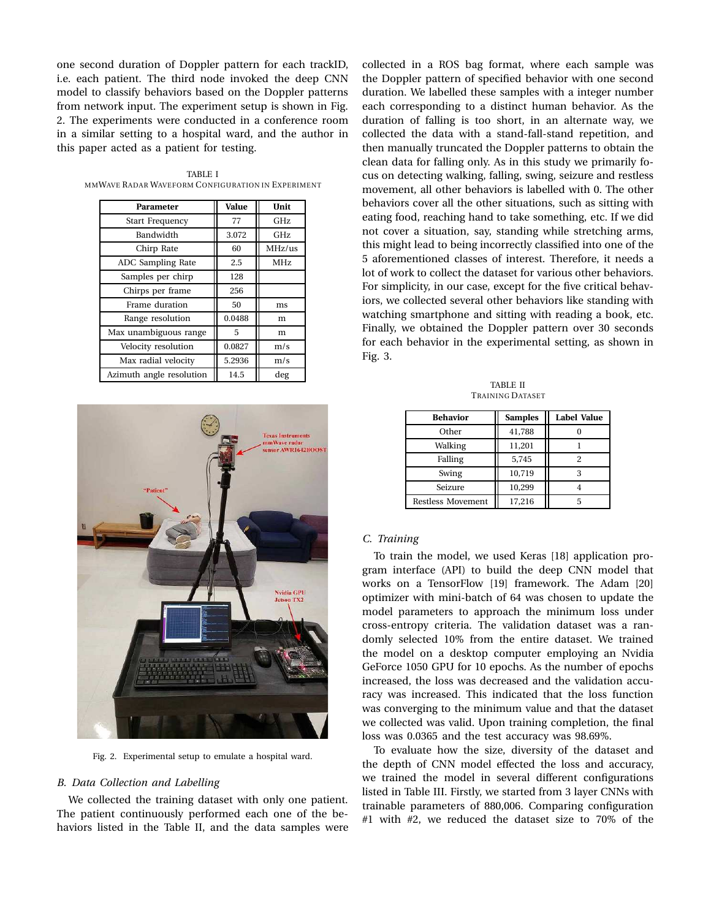one second duration of Doppler pattern for each trackID, i.e. each patient. The third node invoked the deep CNN model to classify behaviors based on the Doppler patterns from network input. The experiment setup is shown in Fig. 2. The experiments were conducted in a conference room in a similar setting to a hospital ward, and the author in this paper acted as a patient for testing.

TABLE I
MMWAVE RADAR WAVEFORM CONFIGURATION IN EXPERIMENT

| Parameter | Value | Unit |
|---|---|---|
| Start Frequency | 77 | GHz |
| Bandwidth | 3.072 | GHz |
| Chirp Rate | 60 | MHz/us |
| ADC Sampling Rate | 2.5 | MHz |
| Samples per chirp | 128 | |
| Chirps per frame | 256 | |
| Frame duration | 50 | ms |
| Range resolution | 0.0488 | m |
| Max unambiguous range | 5 | m |
| Velocity resolution | 0.0827 | m/s |
| Max radial velocity | 5.2936 | m/s |
| Azimuth angle resolution | 14.5 | deg |

Fig. 2. Experimental setup to emulate a hospital ward.

### B. Data Collection and Labelling

We collected the training dataset with only one patient. The patient continuously performed each one of the behaviors listed in the Table II, and the data samples were collected in a ROS bag format, where each sample was the Doppler pattern of specified behavior with one second duration. We labelled these samples with a integer number each corresponding to a distinct human behavior. As the duration of falling is too short, in an alternate way, we collected the data with a stand-fall-stand repetition, and then manually truncated the Doppler patterns to obtain the clean data for falling only. As in this study we primarily focus on detecting walking, falling, swing, seizure and restless movement, all other behaviors is labelled with 0. The other behaviors cover all the other situations, such as sitting with eating food, reaching hand to take something, etc. If we did not cover a situation, say, standing while stretching arms, this might lead to being incorrectly classified into one of the 5 aforementioned classes of interest. Therefore, it needs a lot of work to collect the dataset for various other behaviors. For simplicity, in our case, except for the five critical behaviors, we collected several other behaviors like standing with watching smartphone and sitting with reading a book, etc. Finally, we obtained the Doppler pattern over 30 seconds for each behavior in the experimental setting, as shown in Fig. 3.

TABLE II
TRAINING DATASET

| Behavior | Samples | Label Value |
|---|---|---|
| Other | 41,788 | 0 |
| Walking | 11,201 | 1 |
| Falling | 5,745 | 2 |
| Swing | 10,719 | 3 |
| Seizure | 10,299 | 4 |
| Restless Movement | 17,216 | 5 |

### C. Training

To train the model, we used Keras [18] application program interface (API) to build the deep CNN model that works on a TensorFlow [19] framework. The Adam [20] optimizer with mini-batch of 64 was chosen to update the model parameters to approach the minimum loss under cross-entropy criteria. The validation dataset was a randomly selected 10% from the entire dataset. We trained the model on a desktop computer employing an Nvidia GeForce 1050 GPU for 10 epochs. As the number of epochs increased, the loss was decreased and the validation accuracy was increased. This indicated that the loss function was converging to the minimum value and that the dataset we collected was valid. Upon training completion, the final loss was 0.0365 and the test accuracy was 98.69%.

To evaluate how the size, diversity of the dataset and the depth of CNN model effected the loss and accuracy, we trained the model in several different configurations listed in Table III. Firstly, we started from 3 layer CNNs with trainable parameters of 880,006. Comparing configuration #1 with #2, we reduced the dataset size to 70% of the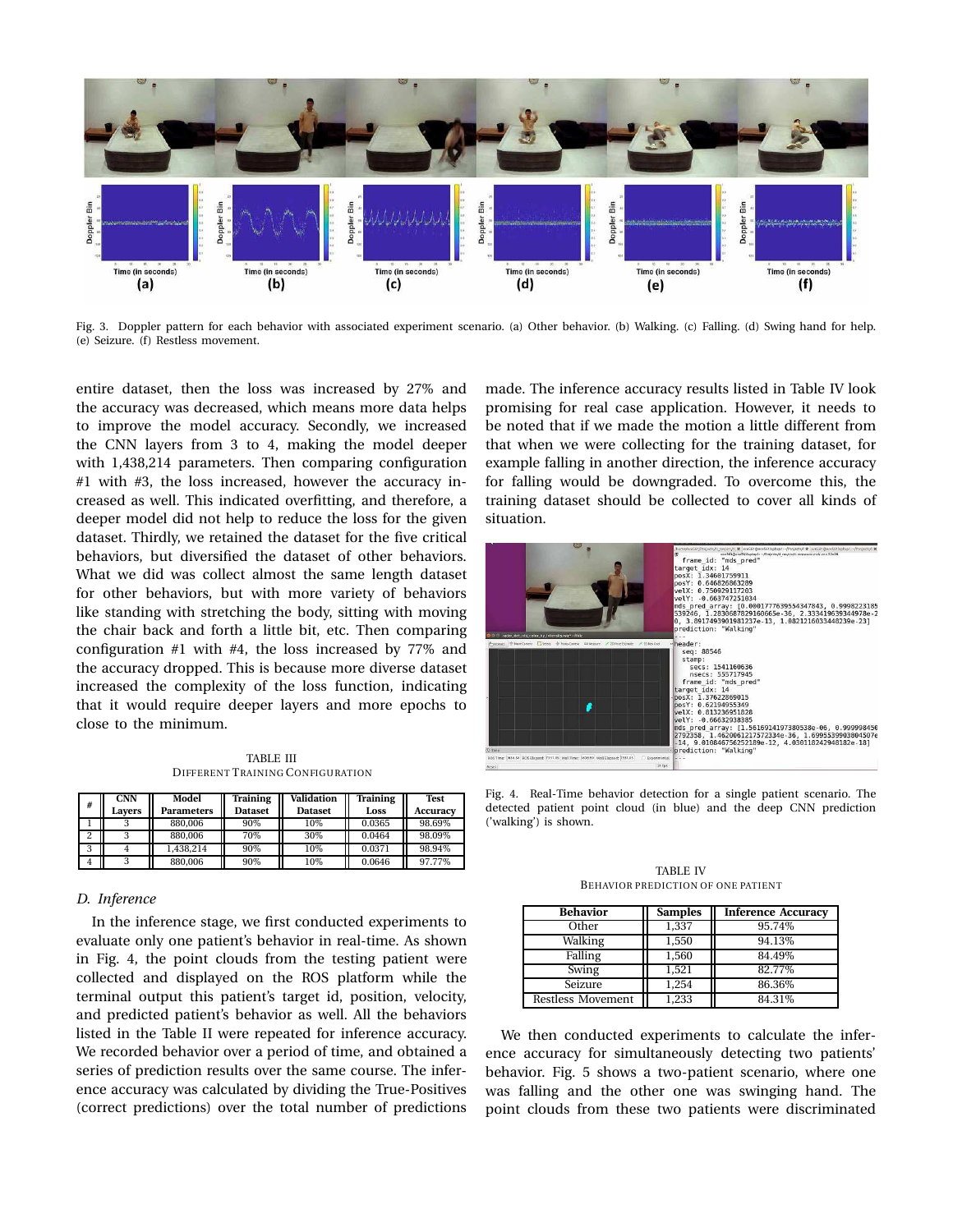Fig. 3. Doppler pattern for each behavior with associated experiment scenario. (a) Other behavior. (b) Walking. (c) Falling. (d) Swing hand for help. (e) Seizure. (f) Restless movement.

entire dataset, then the loss was increased by 27% and the accuracy was decreased, which means more data helps to improve the model accuracy. Secondly, we increased the CNN layers from 3 to 4, making the model deeper with 1,438,214 parameters. Then comparing configuration #1 with #3, the loss increased, however the accuracy increased as well. This indicated overfitting, and therefore, a deeper model did not help to reduce the loss for the given dataset. Thirdly, we retained the dataset for the five critical behaviors, but diversified the dataset of other behaviors. What we did was collect almost the same length dataset for other behaviors, but with more variety of behaviors like standing with stretching the body, sitting with moving the chair back and forth a little bit, etc. Then comparing configuration #1 with #4, the loss increased by 77% and the accuracy dropped. This is because more diverse dataset increased the complexity of the loss function, indicating that it would require deeper layers and more epochs to close to the minimum.

TABLE III
DIFFERENT TRAINING CONFIGURATION

| # | CNN Layers | Model Parameters | Training Dataset | Validation Dataset | Training Loss | Test Accuracy |
|---|---|---|---|---|---|---|
| 1 | 3 | 880,006 | 90% | 10% | 0.0365 | 98.69% |
| 2 | 3 | 880,006 | 70% | 30% | 0.0464 | 98.09% |
| 3 | 4 | 1,438,214 | 90% | 10% | 0.0371 | 98.94% |
| 4 | 3 | 880,006 | 90% | 10% | 0.0646 | 97.77% |

### D. Inference

In the inference stage, we first conducted experiments to evaluate only one patient's behavior in real-time. As shown in Fig. 4, the point clouds from the testing patient were collected and displayed on the ROS platform while the terminal output this patient's target id, position, velocity, and predicted patient's behavior as well. All the behaviors listed in the Table II were repeated for inference accuracy. We recorded behavior over a period of time, and obtained a series of prediction results over the same course. The inference accuracy was calculated by dividing the True-Positives (correct predictions) over the total number of predictions made. The inference accuracy results listed in Table IV look promising for real case application. However, it needs to be noted that if we made the motion a little different from that when we were collecting for the training dataset, for example falling in another direction, the inference accuracy for falling would be downgraded. To overcome this, the training dataset should be collected to cover all kinds of situation.

Fig. 4. Real-Time behavior detection for a single patient scenario. The detected patient point cloud (in blue) and the deep CNN prediction ('walking') is shown.

TABLE IV
BEHAVIOR PREDICTION OF ONE PATIENT

| Behavior | Samples | Inference Accuracy |
|---|---|---|
| Other | 1,337 | 95.74% |
| Walking | 1,550 | 94.13% |
| Falling | 1,560 | 84.49% |
| Swing | 1,521 | 82.77% |
| Seizure | 1,254 | 86.36% |
| Restless Movement | 1,233 | 84.31% |

We then conducted experiments to calculate the inference accuracy for simultaneously detecting two patients' behavior. Fig. 5 shows a two-patient scenario, where one was falling and the other one was swinging hand. The point clouds from these two patients were discriminated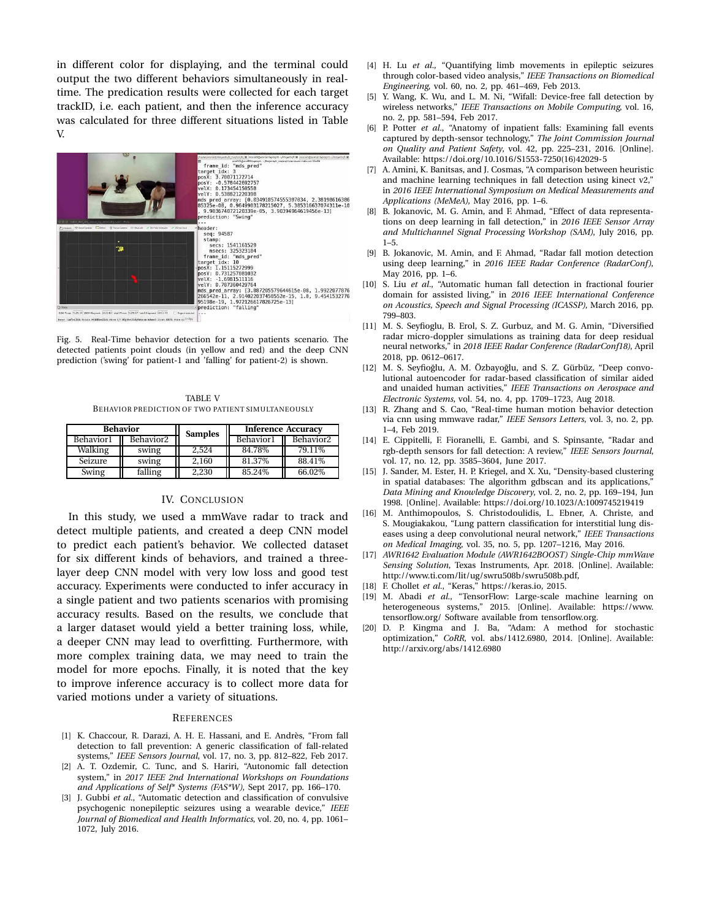in different color for displaying, and the terminal could output the two different behaviors simultaneously in real-time. The predication results were collected for each target trackID, i.e. each patient, and then the inference accuracy was calculated for three different situations listed in Table V.

Fig. 5. Real-Time behavior detection for a two patients scenario. The detected patients point clouds (in yellow and red) and the deep CNN prediction ('swing' for patient-1 and 'falling' for patient-2) is shown.

TABLE V
BEHAVIOR PREDICTION OF TWO PATIENT SIMULTANEOUSLY

| **Behavior** | | **Samples** | **Inference Accuracy** | |
|---|---|---|---|---|
| Behavior1 | Behavior2 | | Behavior1 | Behavior2 |
| Walking | swing | 2,524 | 84.78% | 79.11% |
| Seizure | swing | 2,160 | 81.37% | 88.41% |
| Swing | falling | 2,230 | 85.24% | 66.02% |

## IV. CONCLUSION

In this study, we used a mmWave radar to track and detect multiple patients, and created a deep CNN model to predict each patient's behavior. We collected dataset for six different kinds of behaviors, and trained a three-layer deep CNN model with very low loss and good test accuracy. Experiments were conducted to infer accuracy in a single patient and two patients scenarios with promising accuracy results. Based on the results, we conclude that a larger dataset would yield a better training loss, while, a deeper CNN may lead to overfitting. Furthermore, with more complex training data, we may need to train the model for more epochs. Finally, it is noted that the key to improve inference accuracy is to collect more data for varied motions under a variety of situations.

## REFERENCES

[1] K. Chaccour, R. Darazi, A. H. E. Hassani, and E. Andrès, "From fall detection to fall prevention: A generic classification of fall-related systems," *IEEE Sensors Journal*, vol. 17, no. 3, pp. 812–822, Feb 2017.

[2] A. T. Ozdemir, C. Tunc, and S. Hariri, "Autonomic fall detection system," in *2017 IEEE 2nd International Workshops on Foundations and Applications of Self* Systems (FAS*W)*, Sept 2017, pp. 166–170.

[3] J. Gubbi *et al.*, "Automatic detection and classification of convulsive psychogenic nonepileptic seizures using a wearable device," *IEEE Journal of Biomedical and Health Informatics*, vol. 20, no. 4, pp. 1061–1072, July 2016.

[4] H. Lu *et al.*, "Quantifying limb movements in epileptic seizures through color-based video analysis," *IEEE Transactions on Biomedical Engineering*, vol. 60, no. 2, pp. 461–469, Feb 2013.

[5] Y. Wang, K. Wu, and L. M. Ni, "Wifall: Device-free fall detection by wireless networks," *IEEE Transactions on Mobile Computing*, vol. 16, no. 2, pp. 581–594, Feb 2017.

[6] P. Potter *et al.*, "Anatomy of inpatient falls: Examining fall events captured by depth-sensor technology," *The Joint Commission Journal on Quality and Patient Safety*, vol. 42, pp. 225–231, 2016. [Online]. Available: https://doi.org/10.1016/S1553-7250(16)42029-5

[7] A. Amini, K. Banitsas, and J. Cosmas, "A comparison between heuristic and machine learning techniques in fall detection using kinect v2," in *2016 IEEE International Symposium on Medical Measurements and Applications (MeMeA)*, May 2016, pp. 1–6.

[8] B. Jokanovic, M. G. Amin, and F. Ahmad, "Effect of data representations on deep learning in fall detection," in *2016 IEEE Sensor Array and Multichannel Signal Processing Workshop (SAM)*, July 2016, pp. 1–5.

[9] B. Jokanovic, M. Amin, and F. Ahmad, "Radar fall motion detection using deep learning," in *2016 IEEE Radar Conference (RadarConf)*, May 2016, pp. 1–6.

[10] S. Liu *et al.*, "Automatic human fall detection in fractional fourier domain for assisted living," in *2016 IEEE International Conference on Acoustics, Speech and Signal Processing (ICASSP)*, March 2016, pp. 799–803.

[11] M. S. Seyfioglu, B. Erol, S. Z. Gurbuz, and M. G. Amin, "Diversified radar micro-doppler simulations as training data for deep residual neural networks," in *2018 IEEE Radar Conference (RadarConf18)*, April 2018, pp. 0612–0617.

[12] M. S. Seyfioğlu, A. M. Özbayoğlu, and S. Z. Gürbüz, "Deep convolutional autoencoder for radar-based classification of similar aided and unaided human activities," *IEEE Transactions on Aerospace and Electronic Systems*, vol. 54, no. 4, pp. 1709–1723, Aug 2018.

[13] R. Zhang and S. Cao, "Real-time human motion behavior detection via cnn using mmwave radar," *IEEE Sensors Letters*, vol. 3, no. 2, pp. 1–4, Feb 2019.

[14] E. Cippitelli, F. Fioranelli, E. Gambi, and S. Spinsante, "Radar and rgb-depth sensors for fall detection: A review," *IEEE Sensors Journal*, vol. 17, no. 12, pp. 3585–3604, June 2017.

[15] J. Sander, M. Ester, H. P. Kriegel, and X. Xu, "Density-based clustering in spatial databases: The algorithm gdbscan and its applications," *Data Mining and Knowledge Discovery*, vol. 2, no. 2, pp. 169–194, Jun 1998. [Online]. Available: https://doi.org/10.1023/A:1009745219419

[16] M. Anthimopoulos, S. Christodoulidis, L. Ebner, A. Christe, and S. Mougiakakou, "Lung pattern classification for interstitial lung diseases using a deep convolutional neural network," *IEEE Transactions on Medical Imaging*, vol. 35, no. 5, pp. 1207–1216, May 2016.

[17] *AWR1642 Evaluation Module (AWR1642BOOST) Single-Chip mmWave Sensing Solution*, Texas Instruments, Apr. 2018. [Online]. Available: http://www.ti.com/lit/ug/swru508b/swru508b.pdf,

[18] F. Chollet *et al.*, "Keras," https://keras.io, 2015.

[19] M. Abadi *et al.*, "TensorFlow: Large-scale machine learning on heterogeneous systems," 2015. [Online]. Available: https://www.tensorflow.org/ Software available from tensorflow.org.

[20] D. P. Kingma and J. Ba, "Adam: A method for stochastic optimization," *CoRR*, vol. abs/1412.6980, 2014. [Online]. Available: http://arxiv.org/abs/1412.6980